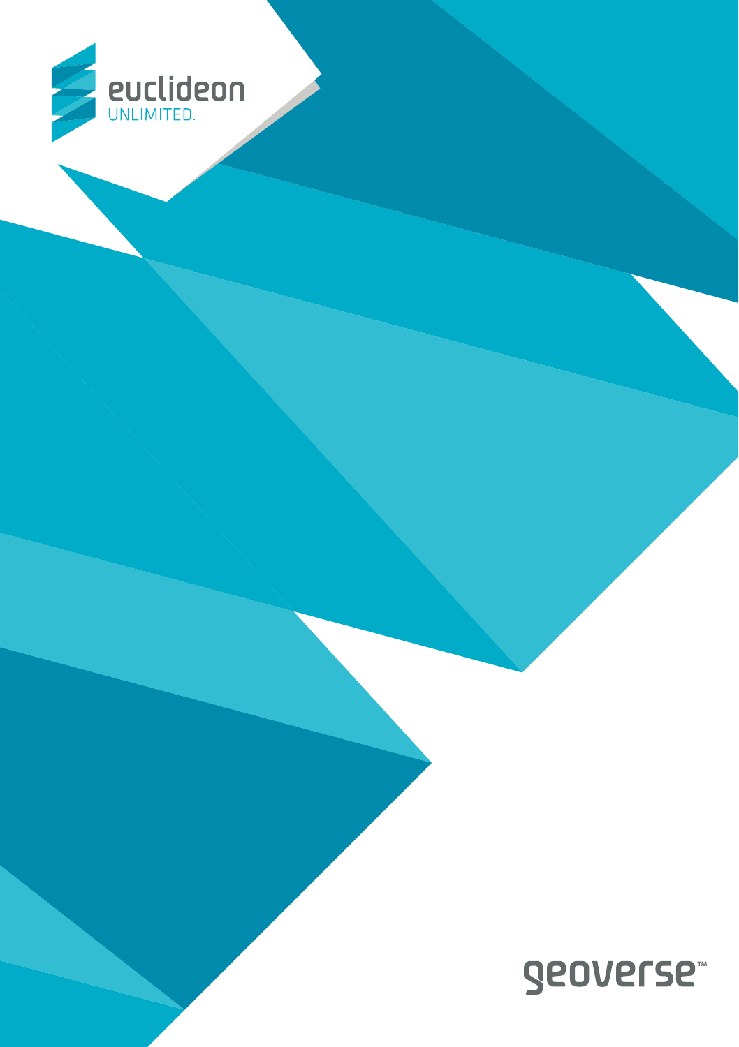euclideon UNLIMITED.

geoverse™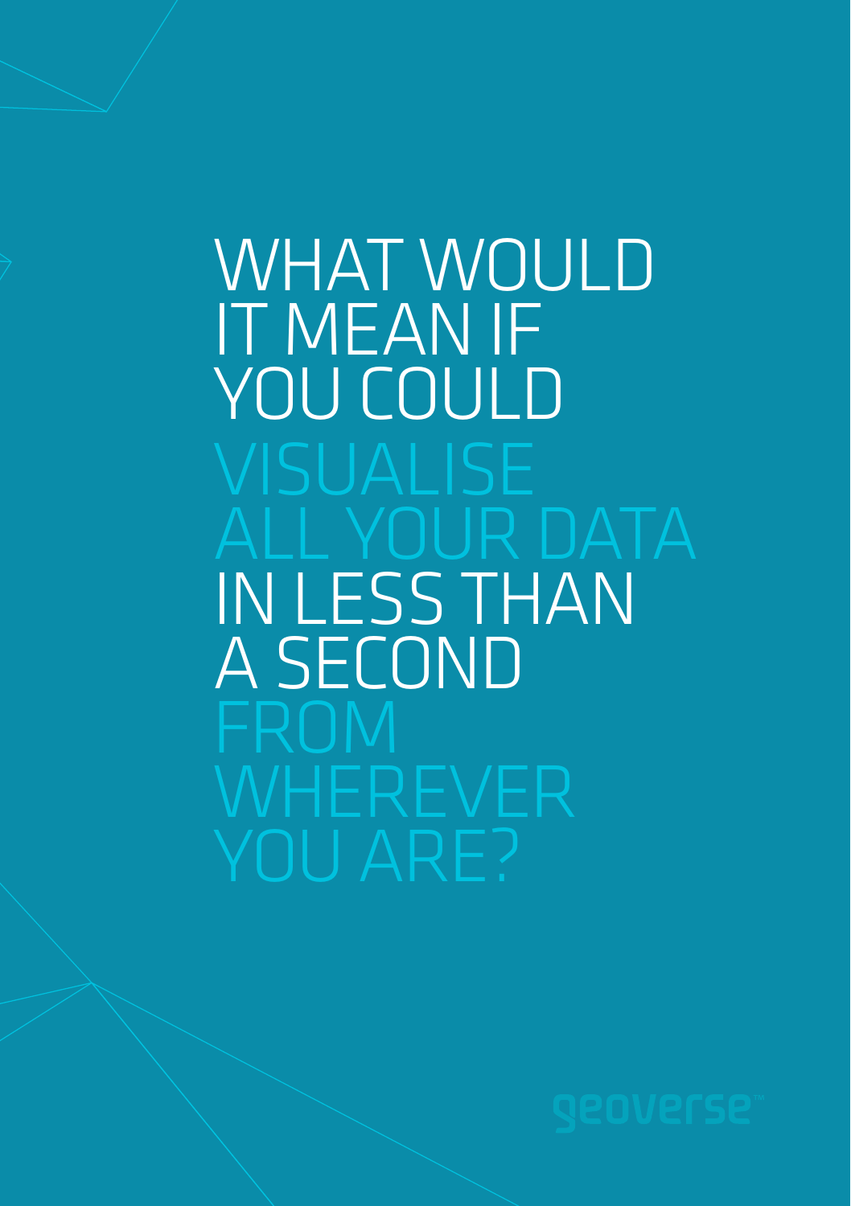# WHAT WOULD IT MEAN IF YOU COULD VISUALISE ALL YOUR DATA IN LESS THAN A SECOND FROM WHEREVER YOU ARE?

geoverse™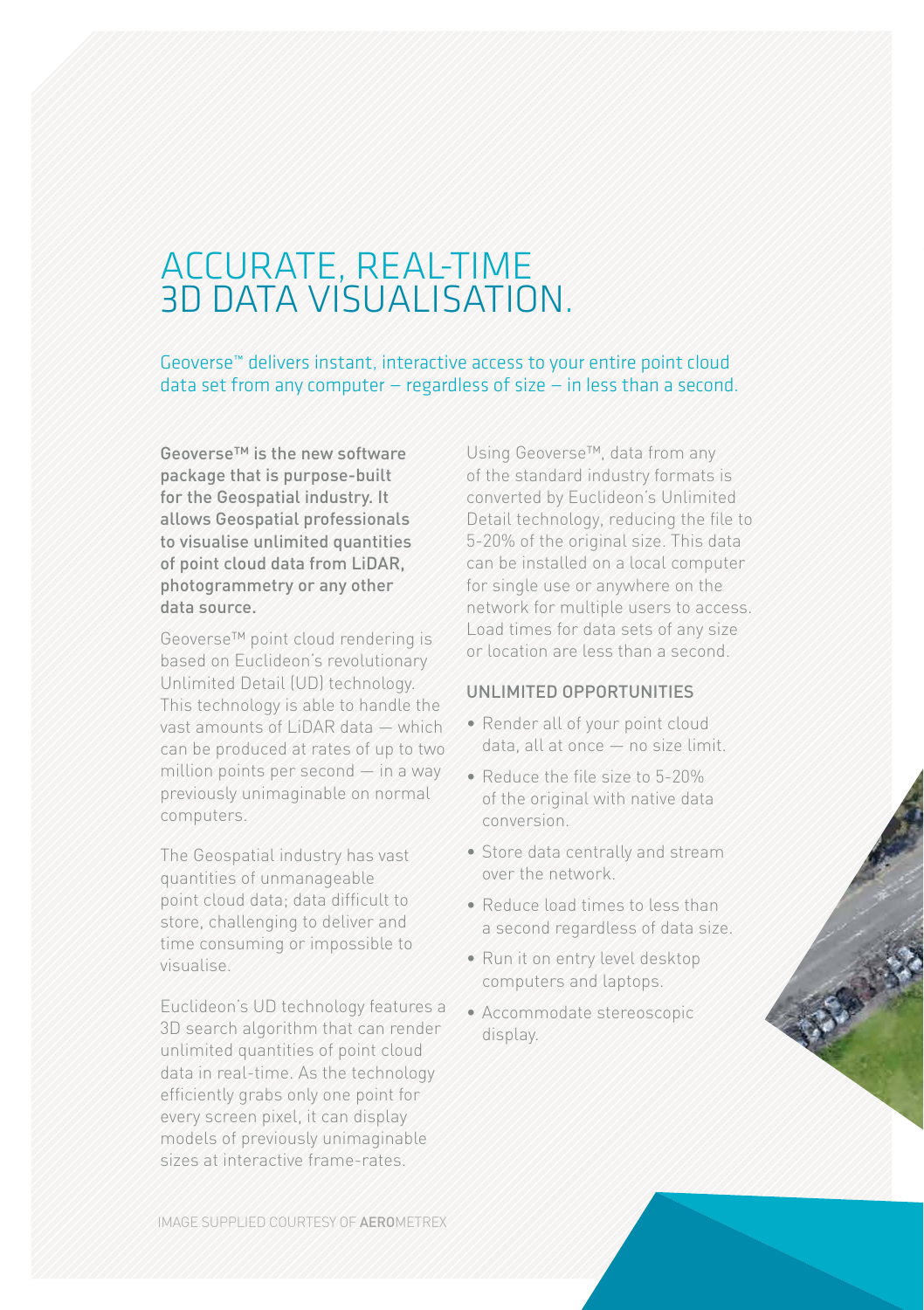# ACCURATE, REAL-TIME 3D DATA VISUALISATION.

Geoverse™ delivers instant, interactive access to your entire point cloud data set from any computer – regardless of size – in less than a second.

**Geoverse™ is the new software package that is purpose-built for the Geospatial industry. It allows Geospatial professionals to visualise unlimited quantities of point cloud data from LiDAR, photogrammetry or any other data source.**

Geoverse™ point cloud rendering is based on Euclideon's revolutionary Unlimited Detail (UD) technology. This technology is able to handle the vast amounts of LiDAR data — which can be produced at rates of up to two million points per second — in a way previously unimaginable on normal computers.

The Geospatial industry has vast quantities of unmanageable point cloud data; data difficult to store, challenging to deliver and time consuming or impossible to visualise.

Euclideon's UD technology features a 3D search algorithm that can render unlimited quantities of point cloud data in real-time. As the technology efficiently grabs only one point for every screen pixel, it can display models of previously unimaginable sizes at interactive frame-rates.

Using Geoverse™, data from any of the standard industry formats is converted by Euclideon's Unlimited Detail technology, reducing the file to 5-20% of the original size. This data can be installed on a local computer for single use or anywhere on the network for multiple users to access. Load times for data sets of any size or location are less than a second.

## UNLIMITED OPPORTUNITIES

- Render all of your point cloud data, all at once — no size limit.
- Reduce the file size to 5-20% of the original with native data conversion.
- Store data centrally and stream over the network.
- Reduce load times to less than a second regardless of data size.
- Run it on entry level desktop computers and laptops.
- Accommodate stereoscopic display.

IMAGE SUPPLIED COURTESY OF **AERO**METREX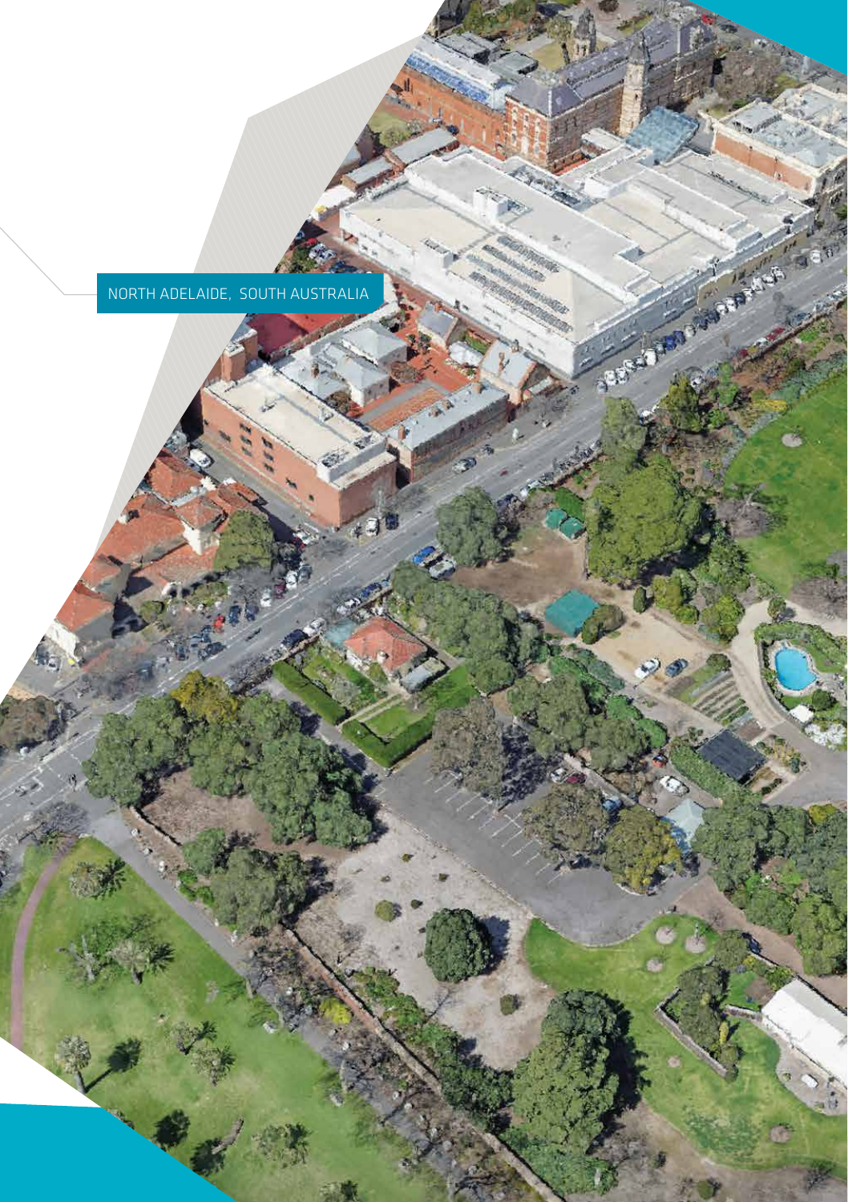NORTH ADELAIDE, SOUTH AUSTRALIA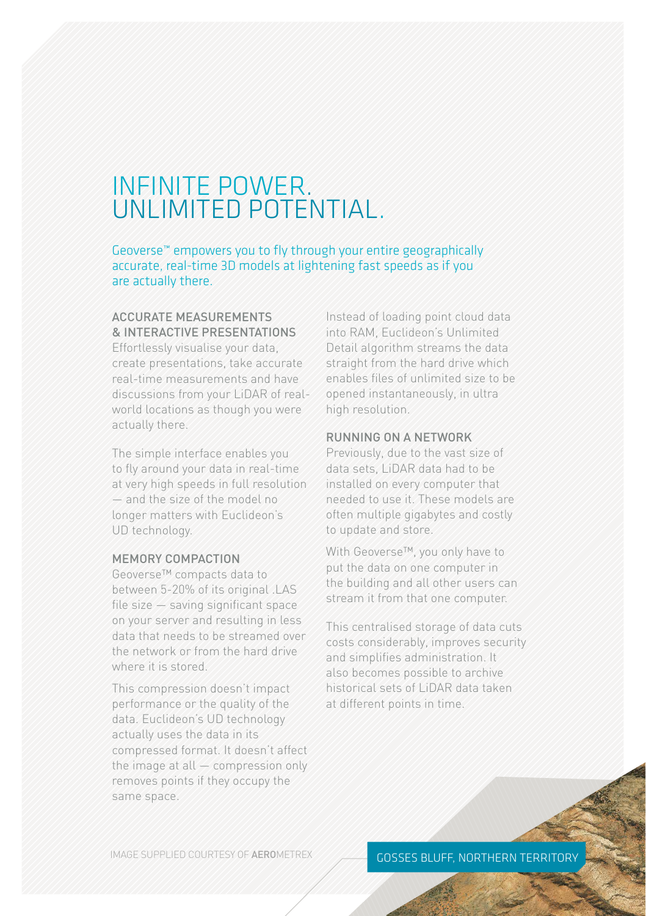# INFINITE POWER. UNLIMITED POTENTIAL.

Geoverse™ empowers you to fly through your entire geographically accurate, real-time 3D models at lightening fast speeds as if you are actually there.

### ACCURATE MEASUREMENTS & INTERACTIVE PRESENTATIONS

Effortlessly visualise your data, create presentations, take accurate real-time measurements and have discussions from your LiDAR of real-world locations as though you were actually there.

The simple interface enables you to fly around your data in real-time at very high speeds in full resolution — and the size of the model no longer matters with Euclideon's UD technology.

### MEMORY COMPACTION

Geoverse™ compacts data to between 5-20% of its original .LAS file size — saving significant space on your server and resulting in less data that needs to be streamed over the network or from the hard drive where it is stored.

This compression doesn't impact performance or the quality of the data. Euclideon's UD technology actually uses the data in its compressed format. It doesn't affect the image at all — compression only removes points if they occupy the same space.

Instead of loading point cloud data into RAM, Euclideon's Unlimited Detail algorithm streams the data straight from the hard drive which enables files of unlimited size to be opened instantaneously, in ultra high resolution.

### RUNNING ON A NETWORK

Previously, due to the vast size of data sets, LiDAR data had to be installed on every computer that needed to use it. These models are often multiple gigabytes and costly to update and store.

With Geoverse™, you only have to put the data on one computer in the building and all other users can stream it from that one computer.

This centralised storage of data cuts costs considerably, improves security and simplifies administration. It also becomes possible to archive historical sets of LiDAR data taken at different points in time.

IMAGE SUPPLIED COURTESY OF **AERO**METREX

GOSSES BLUFF, NORTHERN TERRITORY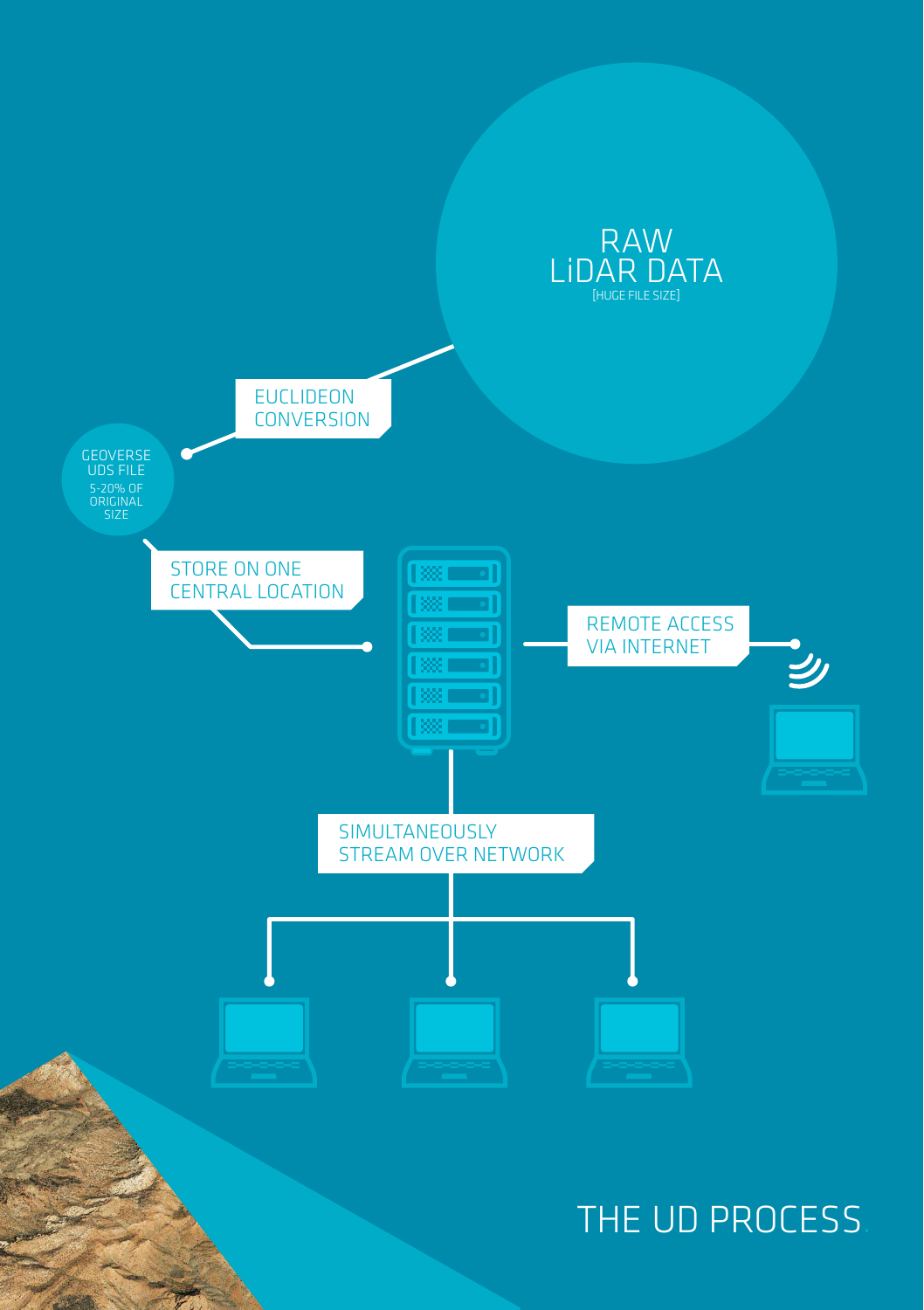# THE UD PROCESS

RAW LiDAR DATA
[HUGE FILE SIZE]

EUCLIDEON CONVERSION

GEOVERSE UDS FILE
5-20% OF ORIGINAL SIZE

STORE ON ONE CENTRAL LOCATION

REMOTE ACCESS VIA INTERNET

SIMULTANEOUSLY STREAM OVER NETWORK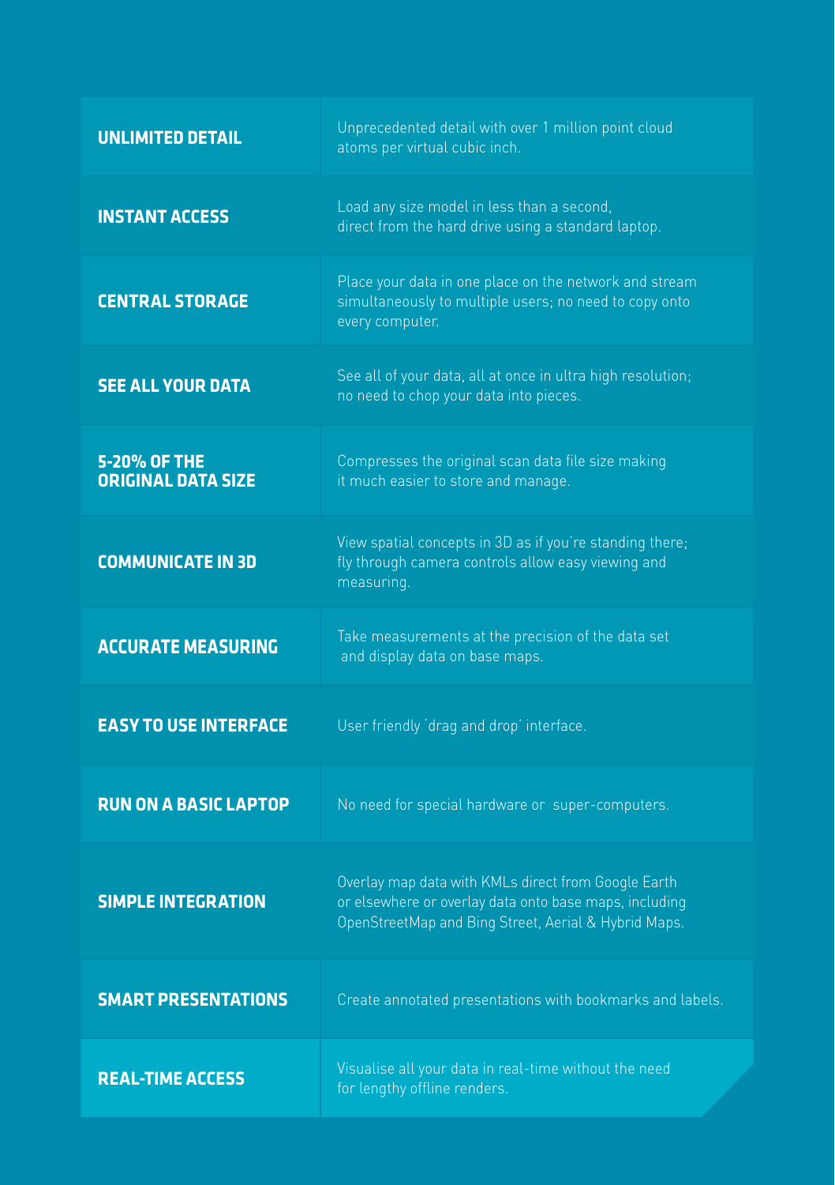| | |
|---|---|
| **UNLIMITED DETAIL** | Unprecedented detail with over 1 million point cloud atoms per virtual cubic inch. |
| **INSTANT ACCESS** | Load any size model in less than a second, direct from the hard drive using a standard laptop. |
| **CENTRAL STORAGE** | Place your data in one place on the network and stream simultaneously to multiple users; no need to copy onto every computer. |
| **SEE ALL YOUR DATA** | See all of your data, all at once in ultra high resolution; no need to chop your data into pieces. |
| **5-20% OF THE ORIGINAL DATA SIZE** | Compresses the original scan data file size making it much easier to store and manage. |
| **COMMUNICATE IN 3D** | View spatial concepts in 3D as if you're standing there; fly through camera controls allow easy viewing and measuring. |
| **ACCURATE MEASURING** | Take measurements at the precision of the data set and display data on base maps. |
| **EASY TO USE INTERFACE** | User friendly 'drag and drop' interface. |
| **RUN ON A BASIC LAPTOP** | No need for special hardware or super-computers. |
| **SIMPLE INTEGRATION** | Overlay map data with KMLs direct from Google Earth or elsewhere or overlay data onto base maps, including OpenStreetMap and Bing Street, Aerial & Hybrid Maps. |
| **SMART PRESENTATIONS** | Create annotated presentations with bookmarks and labels. |
| **REAL-TIME ACCESS** | Visualise all your data in real-time without the need for lengthy offline renders. |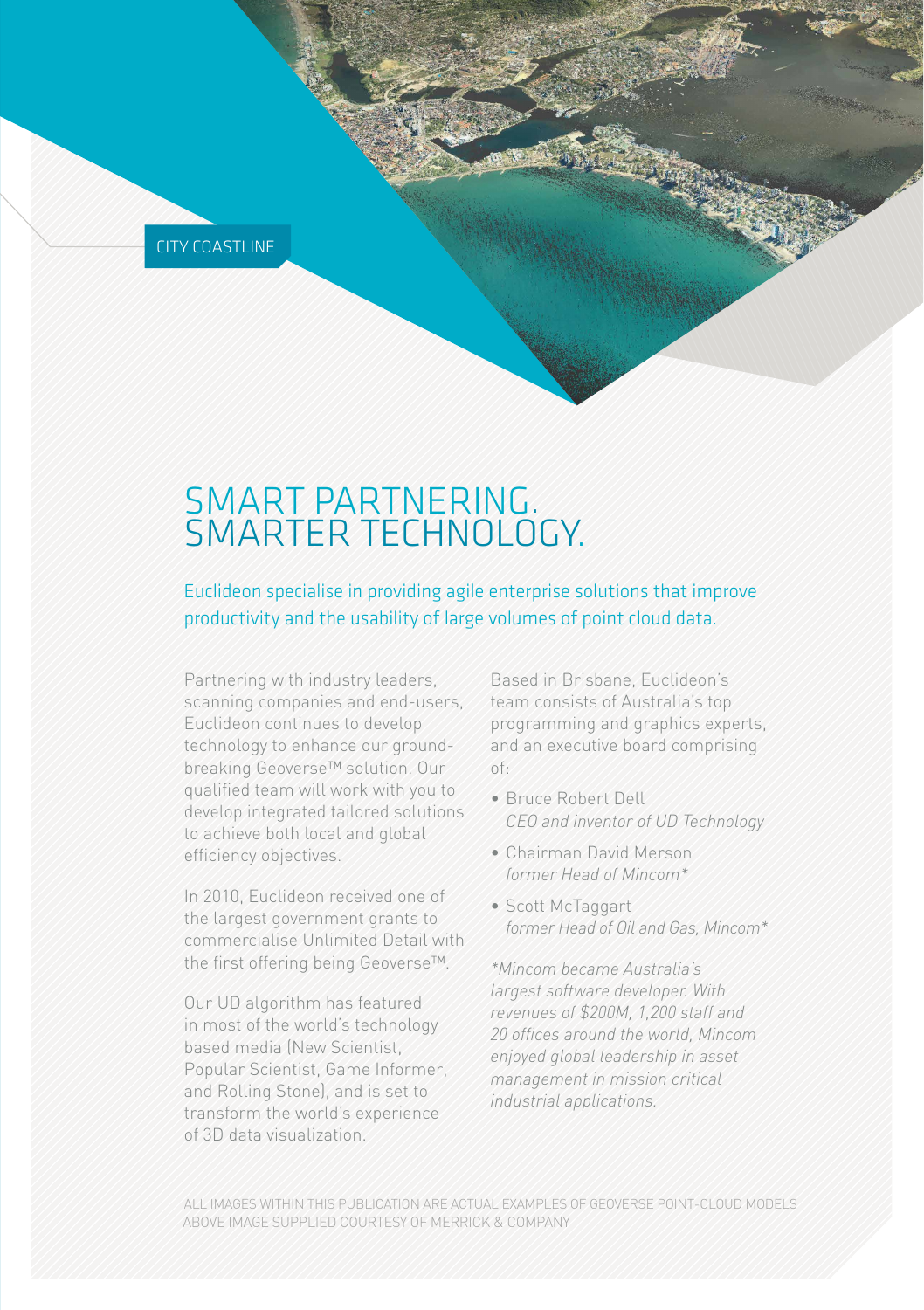CITY COASTLINE

# SMART PARTNERING. SMARTER TECHNOLOGY.

Euclideon specialise in providing agile enterprise solutions that improve productivity and the usability of large volumes of point cloud data.

Partnering with industry leaders, scanning companies and end-users, Euclideon continues to develop technology to enhance our ground-breaking Geoverse™ solution. Our qualified team will work with you to develop integrated tailored solutions to achieve both local and global efficiency objectives.

In 2010, Euclideon received one of the largest government grants to commercialise Unlimited Detail with the first offering being Geoverse™.

Our UD algorithm has featured in most of the world's technology based media (New Scientist, Popular Scientist, Game Informer, and Rolling Stone), and is set to transform the world's experience of 3D data visualization.

Based in Brisbane, Euclideon's team consists of Australia's top programming and graphics experts, and an executive board comprising of:

- Bruce Robert Dell
  *CEO and inventor of UD Technology*
- Chairman David Merson
  *former Head of Mincom\**
- Scott McTaggart
  *former Head of Oil and Gas, Mincom\**

*\*Mincom became Australia's largest software developer. With revenues of $200M, 1,200 staff and 20 offices around the world, Mincom enjoyed global leadership in asset management in mission critical industrial applications.*

ALL IMAGES WITHIN THIS PUBLICATION ARE ACTUAL EXAMPLES OF GEOVERSE POINT-CLOUD MODELS
ABOVE IMAGE SUPPLIED COURTESY OF MERRICK & COMPANY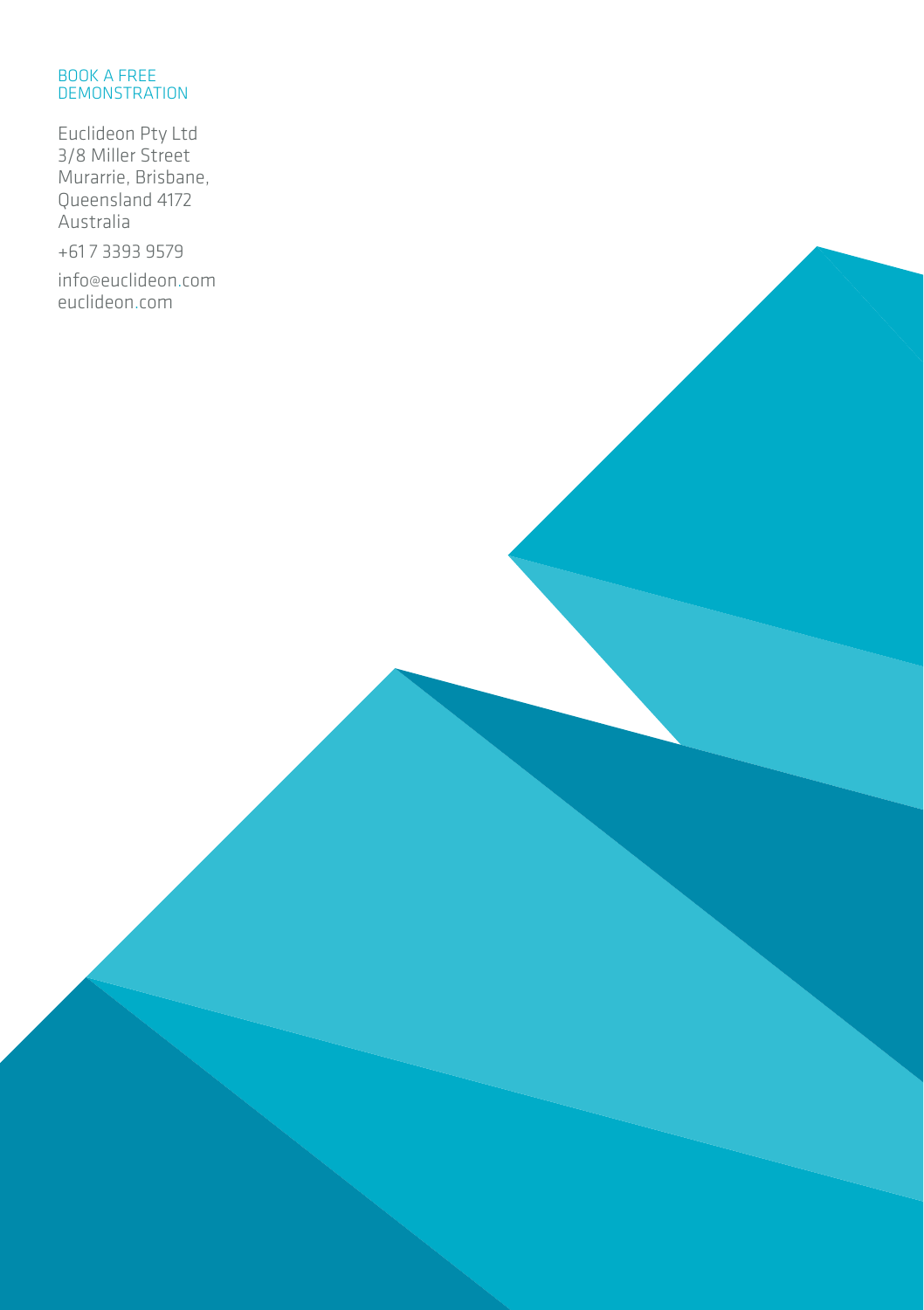BOOK A FREE DEMONSTRATION

Euclideon Pty Ltd
3/8 Miller Street
Murarrie, Brisbane,
Queensland 4172
Australia

+61 7 3393 9579

info@euclideon.com
euclideon.com